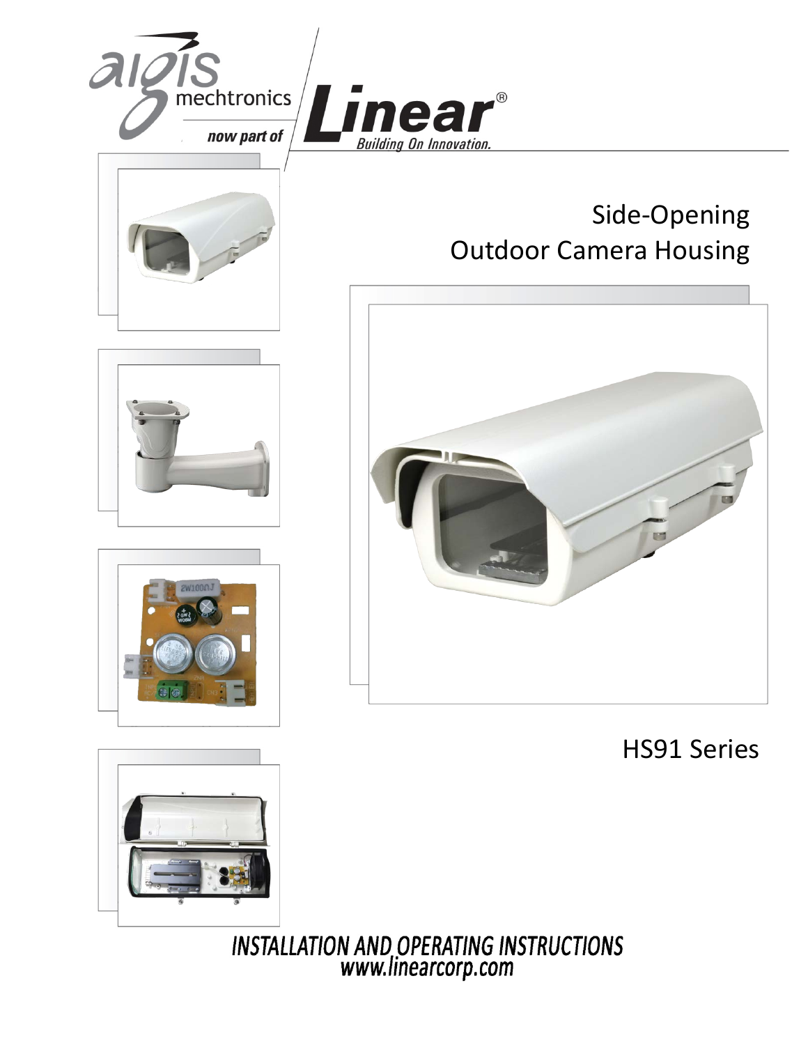aigis mechtronics

now part of

Linear®

Building On Innovation.

# Side-Opening Outdoor Camera Housing

## HS91 Series

**INSTALLATION AND OPERATING INSTRUCTIONS**

www.linearcorp.com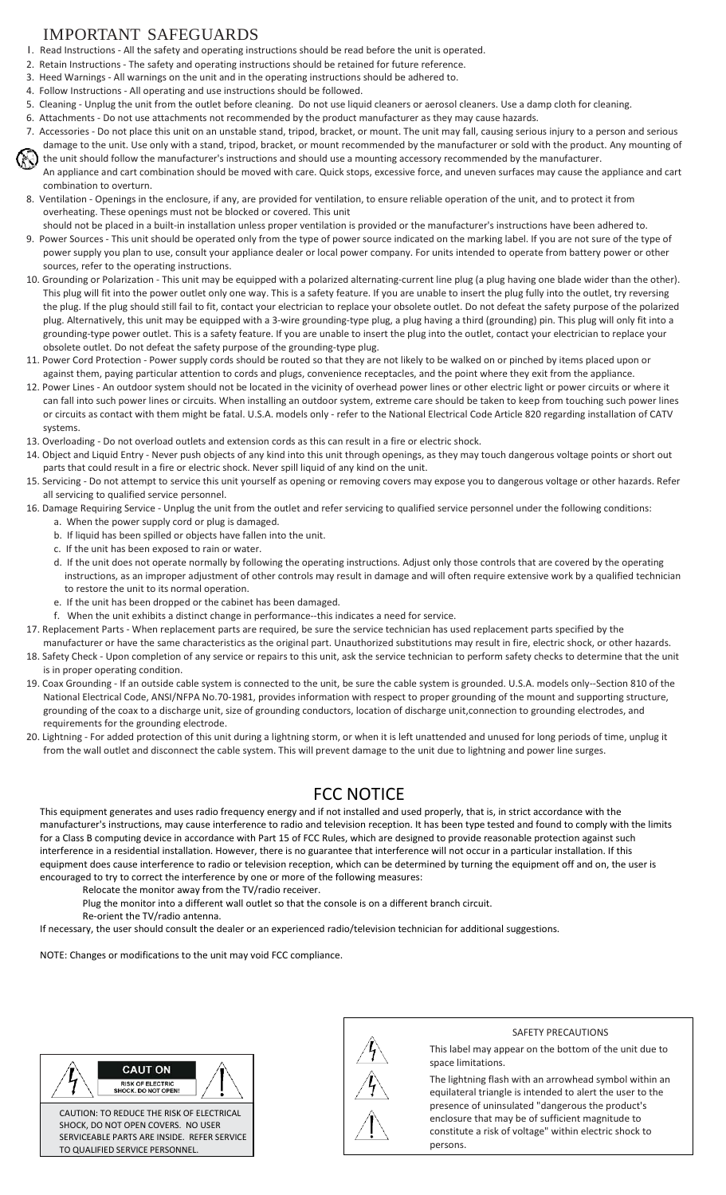# IMPORTANT SAFEGUARDS

1. Read Instructions - All the safety and operating instructions should be read before the unit is operated.
2. Retain Instructions - The safety and operating instructions should be retained for future reference.
3. Heed Warnings - All warnings on the unit and in the operating instructions should be adhered to.
4. Follow Instructions - All operating and use instructions should be followed.
5. Cleaning - Unplug the unit from the outlet before cleaning. Do not use liquid cleaners or aerosol cleaners. Use a damp cloth for cleaning.
6. Attachments - Do not use attachments not recommended by the product manufacturer as they may cause hazards.
7. Accessories - Do not place this unit on an unstable stand, tripod, bracket, or mount. The unit may fall, causing serious injury to a person and serious damage to the unit. Use only with a stand, tripod, bracket, or mount recommended by the manufacturer or sold with the product. Any mounting of the unit should follow the manufacturer's instructions and should use a mounting accessory recommended by the manufacturer.
   An appliance and cart combination should be moved with care. Quick stops, excessive force, and uneven surfaces may cause the appliance and cart combination to overturn.
8. Ventilation - Openings in the enclosure, if any, are provided for ventilation, to ensure reliable operation of the unit, and to protect it from overheating. These openings must not be blocked or covered. This unit
   should not be placed in a built-in installation unless proper ventilation is provided or the manufacturer's instructions have been adhered to.
9. Power Sources - This unit should be operated only from the type of power source indicated on the marking label. If you are not sure of the type of power supply you plan to use, consult your appliance dealer or local power company. For units intended to operate from battery power or other sources, refer to the operating instructions.
10. Grounding or Polarization - This unit may be equipped with a polarized alternating-current line plug (a plug having one blade wider than the other). This plug will fit into the power outlet only one way. This is a safety feature. If you are unable to insert the plug fully into the outlet, try reversing the plug. If the plug should still fail to fit, contact your electrician to replace your obsolete outlet. Do not defeat the safety purpose of the polarized plug. Alternatively, this unit may be equipped with a 3-wire grounding-type plug, a plug having a third (grounding) pin. This plug will only fit into a grounding-type power outlet. This is a safety feature. If you are unable to insert the plug into the outlet, contact your electrician to replace your obsolete outlet. Do not defeat the safety purpose of the grounding-type plug.
11. Power Cord Protection - Power supply cords should be routed so that they are not likely to be walked on or pinched by items placed upon or against them, paying particular attention to cords and plugs, convenience receptacles, and the point where they exit from the appliance.
12. Power Lines - An outdoor system should not be located in the vicinity of overhead power lines or other electric light or power circuits or where it can fall into such power lines or circuits. When installing an outdoor system, extreme care should be taken to keep from touching such power lines or circuits as contact with them might be fatal. U.S.A. models only - refer to the National Electrical Code Article 820 regarding installation of CATV systems.
13. Overloading - Do not overload outlets and extension cords as this can result in a fire or electric shock.
14. Object and Liquid Entry - Never push objects of any kind into this unit through openings, as they may touch dangerous voltage points or short out parts that could result in a fire or electric shock. Never spill liquid of any kind on the unit.
15. Servicing - Do not attempt to service this unit yourself as opening or removing covers may expose you to dangerous voltage or other hazards. Refer all servicing to qualified service personnel.
16. Damage Requiring Service - Unplug the unit from the outlet and refer servicing to qualified service personnel under the following conditions:
    a. When the power supply cord or plug is damaged.
    b. If liquid has been spilled or objects have fallen into the unit.
    c. If the unit has been exposed to rain or water.
    d. If the unit does not operate normally by following the operating instructions. Adjust only those controls that are covered by the operating instructions, as an improper adjustment of other controls may result in damage and will often require extensive work by a qualified technician to restore the unit to its normal operation.
    e. If the unit has been dropped or the cabinet has been damaged.
    f. When the unit exhibits a distinct change in performance--this indicates a need for service.
17. Replacement Parts - When replacement parts are required, be sure the service technician has used replacement parts specified by the manufacturer or have the same characteristics as the original part. Unauthorized substitutions may result in fire, electric shock, or other hazards.
18. Safety Check - Upon completion of any service or repairs to this unit, ask the service technician to perform safety checks to determine that the unit is in proper operating condition.
19. Coax Grounding - If an outside cable system is connected to the unit, be sure the cable system is grounded. U.S.A. models only--Section 810 of the National Electrical Code, ANSI/NFPA No.70-1981, provides information with respect to proper grounding of the mount and supporting structure, grounding of the coax to a discharge unit, size of grounding conductors, location of discharge unit,connection to grounding electrodes, and requirements for the grounding electrode.
20. Lightning - For added protection of this unit during a lightning storm, or when it is left unattended and unused for long periods of time, unplug it from the wall outlet and disconnect the cable system. This will prevent damage to the unit due to lightning and power line surges.

# FCC NOTICE

This equipment generates and uses radio frequency energy and if not installed and used properly, that is, in strict accordance with the manufacturer's instructions, may cause interference to radio and television reception. It has been type tested and found to comply with the limits for a Class B computing device in accordance with Part 15 of FCC Rules, which are designed to provide reasonable protection against such interference in a residential installation. However, there is no guarantee that interference will not occur in a particular installation. If this equipment does cause interference to radio or television reception, which can be determined by turning the equipment off and on, the user is encouraged to try to correct the interference by one or more of the following measures:

- Relocate the monitor away from the TV/radio receiver.
- Plug the monitor into a different wall outlet so that the console is on a different branch circuit.
- Re-orient the TV/radio antenna.

If necessary, the user should consult the dealer or an experienced radio/television technician for additional suggestions.

NOTE: Changes or modifications to the unit may void FCC compliance.

**CAUT ON**

RISK OF ELECTRIC SHOCK. DO NOT OPEN!

CAUTION: TO REDUCE THE RISK OF ELECTRICAL SHOCK, DO NOT OPEN COVERS. NO USER SERVICEABLE PARTS ARE INSIDE. REFER SERVICE TO QUALIFIED SERVICE PERSONNEL.

SAFETY PRECAUTIONS

This label may appear on the bottom of the unit due to space limitations.

The lightning flash with an arrowhead symbol within an equilateral triangle is intended to alert the user to the presence of uninsulated "dangerous the product's enclosure that may be of sufficient magnitude to constitute a risk of voltage" within electric shock to persons.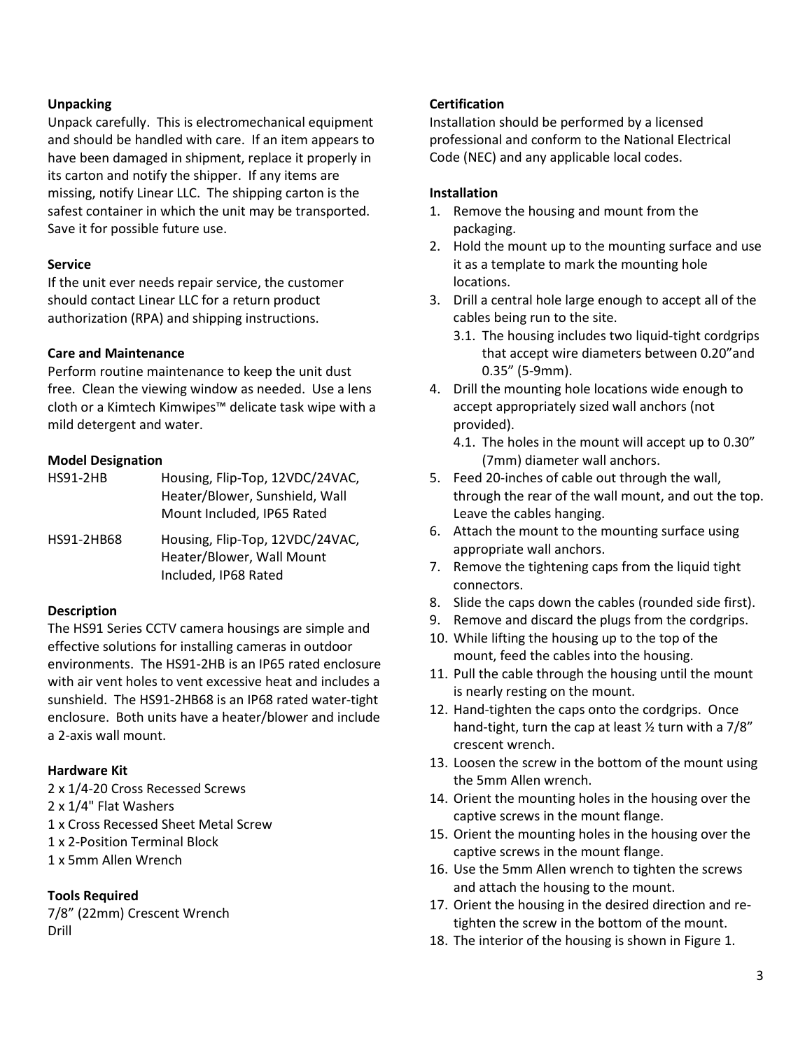### Unpacking

Unpack carefully. This is electromechanical equipment and should be handled with care. If an item appears to have been damaged in shipment, replace it properly in its carton and notify the shipper. If any items are missing, notify Linear LLC. The shipping carton is the safest container in which the unit may be transported. Save it for possible future use.

### Service

If the unit ever needs repair service, the customer should contact Linear LLC for a return product authorization (RPA) and shipping instructions.

### Care and Maintenance

Perform routine maintenance to keep the unit dust free. Clean the viewing window as needed. Use a lens cloth or a Kimtech Kimwipes™ delicate task wipe with a mild detergent and water.

### Model Designation

| | |
|---|---|
| HS91-2HB | Housing, Flip-Top, 12VDC/24VAC, Heater/Blower, Sunshield, Wall Mount Included, IP65 Rated |
| HS91-2HB68 | Housing, Flip-Top, 12VDC/24VAC, Heater/Blower, Wall Mount Included, IP68 Rated |

### Description

The HS91 Series CCTV camera housings are simple and effective solutions for installing cameras in outdoor environments. The HS91-2HB is an IP65 rated enclosure with air vent holes to vent excessive heat and includes a sunshield. The HS91-2HB68 is an IP68 rated water-tight enclosure. Both units have a heater/blower and include a 2-axis wall mount.

### Hardware Kit

2 x 1/4-20 Cross Recessed Screws
2 x 1/4" Flat Washers
1 x Cross Recessed Sheet Metal Screw
1 x 2-Position Terminal Block
1 x 5mm Allen Wrench

### Tools Required

7/8" (22mm) Crescent Wrench
Drill

### Certification

Installation should be performed by a licensed professional and conform to the National Electrical Code (NEC) and any applicable local codes.

### Installation

1. Remove the housing and mount from the packaging.
2. Hold the mount up to the mounting surface and use it as a template to mark the mounting hole locations.
3. Drill a central hole large enough to accept all of the cables being run to the site.
   3.1. The housing includes two liquid-tight cordgrips that accept wire diameters between 0.20"and 0.35" (5-9mm).
4. Drill the mounting hole locations wide enough to accept appropriately sized wall anchors (not provided).
   4.1. The holes in the mount will accept up to 0.30" (7mm) diameter wall anchors.
5. Feed 20-inches of cable out through the wall, through the rear of the wall mount, and out the top. Leave the cables hanging.
6. Attach the mount to the mounting surface using appropriate wall anchors.
7. Remove the tightening caps from the liquid tight connectors.
8. Slide the caps down the cables (rounded side first).
9. Remove and discard the plugs from the cordgrips.
10. While lifting the housing up to the top of the mount, feed the cables into the housing.
11. Pull the cable through the housing until the mount is nearly resting on the mount.
12. Hand-tighten the caps onto the cordgrips. Once hand-tight, turn the cap at least ½ turn with a 7/8" crescent wrench.
13. Loosen the screw in the bottom of the mount using the 5mm Allen wrench.
14. Orient the mounting holes in the housing over the captive screws in the mount flange.
15. Orient the mounting holes in the housing over the captive screws in the mount flange.
16. Use the 5mm Allen wrench to tighten the screws and attach the housing to the mount.
17. Orient the housing in the desired direction and re-tighten the screw in the bottom of the mount.
18. The interior of the housing is shown in Figure 1.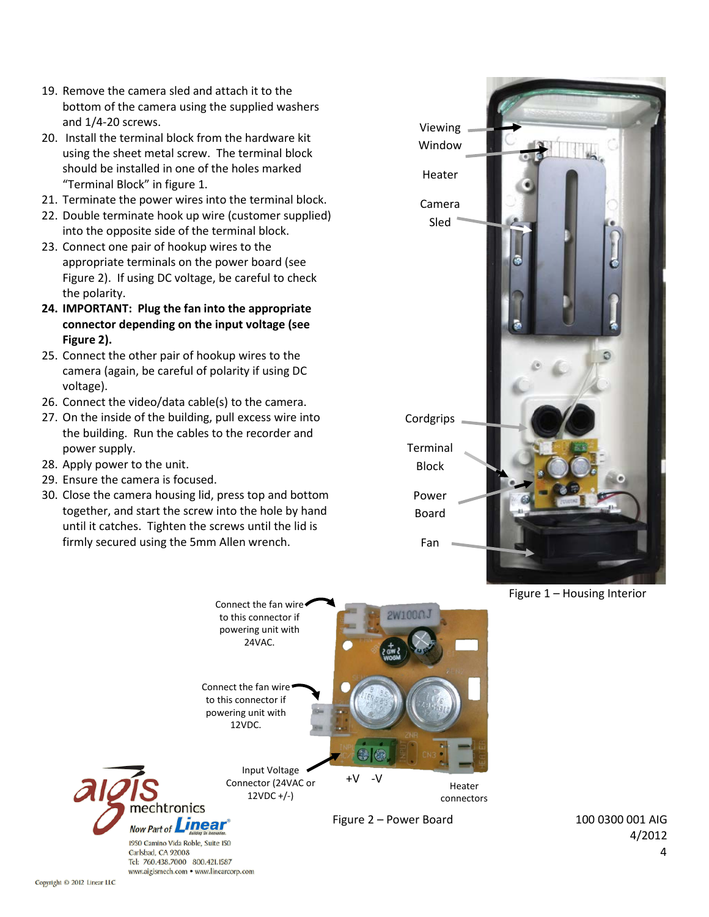19. Remove the camera sled and attach it to the bottom of the camera using the supplied washers and 1/4-20 screws.
20. Install the terminal block from the hardware kit using the sheet metal screw. The terminal block should be installed in one of the holes marked "Terminal Block" in figure 1.
21. Terminate the power wires into the terminal block.
22. Double terminate hook up wire (customer supplied) into the opposite side of the terminal block.
23. Connect one pair of hookup wires to the appropriate terminals on the power board (see Figure 2). If using DC voltage, be careful to check the polarity.
24. **IMPORTANT: Plug the fan into the appropriate connector depending on the input voltage (see Figure 2).**
25. Connect the other pair of hookup wires to the camera (again, be careful of polarity if using DC voltage).
26. Connect the video/data cable(s) to the camera.
27. On the inside of the building, pull excess wire into the building. Run the cables to the recorder and power supply.
28. Apply power to the unit.
29. Ensure the camera is focused.
30. Close the camera housing lid, press top and bottom together, and start the screw into the hole by hand until it catches. Tighten the screws until the lid is firmly secured using the 5mm Allen wrench.

Viewing Window

Heater

Camera Sled

Cordgrips

Terminal Block

Power Board

Fan

Figure 1 – Housing Interior

Connect the fan wire to this connector if powering unit with 24VAC.

Connect the fan wire to this connector if powering unit with 12VDC.

Input Voltage Connector (24VAC or 12VDC +/-)

+V -V

Heater connectors

Figure 2 – Power Board

aigis mechtronics

Now Part of Linear

1950 Camino Vida Roble, Suite 150
Carlsbad, CA 92008
Tel: 760.438.7000 800.421.1587
www.aigismech.com • www.linearcorp.com

Copyright © 2012 Linear LLC

100 0300 001 AIG
4/2012